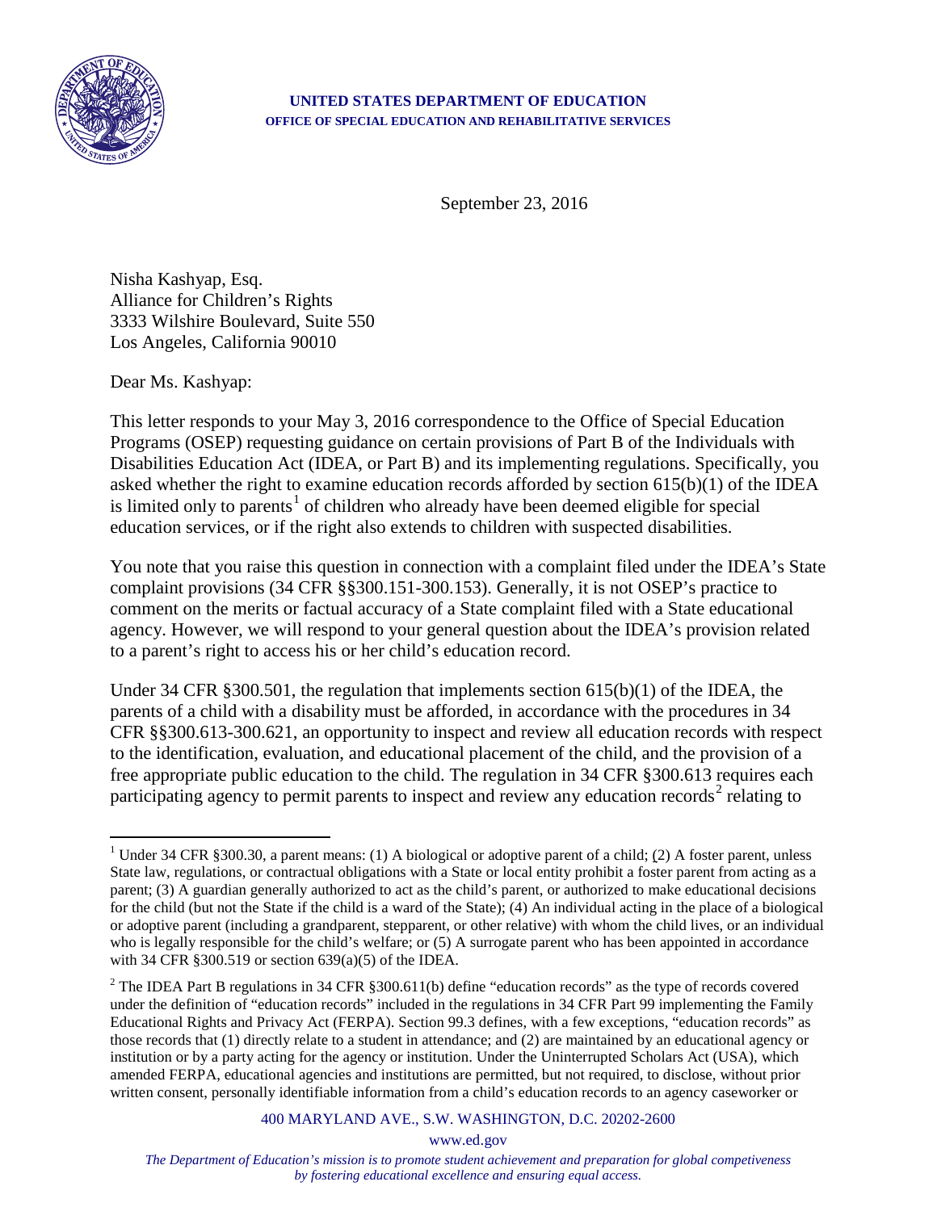**UNITED STATES DEPARTMENT OF EDUCATION**
**OFFICE OF SPECIAL EDUCATION AND REHABILITATIVE SERVICES**

September 23, 2016

Nisha Kashyap, Esq.
Alliance for Children's Rights
3333 Wilshire Boulevard, Suite 550
Los Angeles, California 90010

Dear Ms. Kashyap:

This letter responds to your May 3, 2016 correspondence to the Office of Special Education Programs (OSEP) requesting guidance on certain provisions of Part B of the Individuals with Disabilities Education Act (IDEA, or Part B) and its implementing regulations. Specifically, you asked whether the right to examine education records afforded by section 615(b)(1) of the IDEA is limited only to parents[1] of children who already have been deemed eligible for special education services, or if the right also extends to children with suspected disabilities.

You note that you raise this question in connection with a complaint filed under the IDEA's State complaint provisions (34 CFR §§300.151-300.153). Generally, it is not OSEP's practice to comment on the merits or factual accuracy of a State complaint filed with a State educational agency. However, we will respond to your general question about the IDEA's provision related to a parent's right to access his or her child's education record.

Under 34 CFR §300.501, the regulation that implements section 615(b)(1) of the IDEA, the parents of a child with a disability must be afforded, in accordance with the procedures in 34 CFR §§300.613-300.621, an opportunity to inspect and review all education records with respect to the identification, evaluation, and educational placement of the child, and the provision of a free appropriate public education to the child. The regulation in 34 CFR §300.613 requires each participating agency to permit parents to inspect and review any education records[2] relating to

---

[1] Under 34 CFR §300.30, a parent means: (1) A biological or adoptive parent of a child; (2) A foster parent, unless State law, regulations, or contractual obligations with a State or local entity prohibit a foster parent from acting as a parent; (3) A guardian generally authorized to act as the child's parent, or authorized to make educational decisions for the child (but not the State if the child is a ward of the State); (4) An individual acting in the place of a biological or adoptive parent (including a grandparent, stepparent, or other relative) with whom the child lives, or an individual who is legally responsible for the child's welfare; or (5) A surrogate parent who has been appointed in accordance with 34 CFR §300.519 or section 639(a)(5) of the IDEA.

[2] The IDEA Part B regulations in 34 CFR §300.611(b) define "education records" as the type of records covered under the definition of "education records" included in the regulations in 34 CFR Part 99 implementing the Family Educational Rights and Privacy Act (FERPA). Section 99.3 defines, with a few exceptions, "education records" as those records that (1) directly relate to a student in attendance; and (2) are maintained by an educational agency or institution or by a party acting for the agency or institution. Under the Uninterrupted Scholars Act (USA), which amended FERPA, educational agencies and institutions are permitted, but not required, to disclose, without prior written consent, personally identifiable information from a child's education records to an agency caseworker or

400 MARYLAND AVE., S.W. WASHINGTON, D.C. 20202-2600
www.ed.gov

*The Department of Education's mission is to promote student achievement and preparation for global competiveness by fostering educational excellence and ensuring equal access.*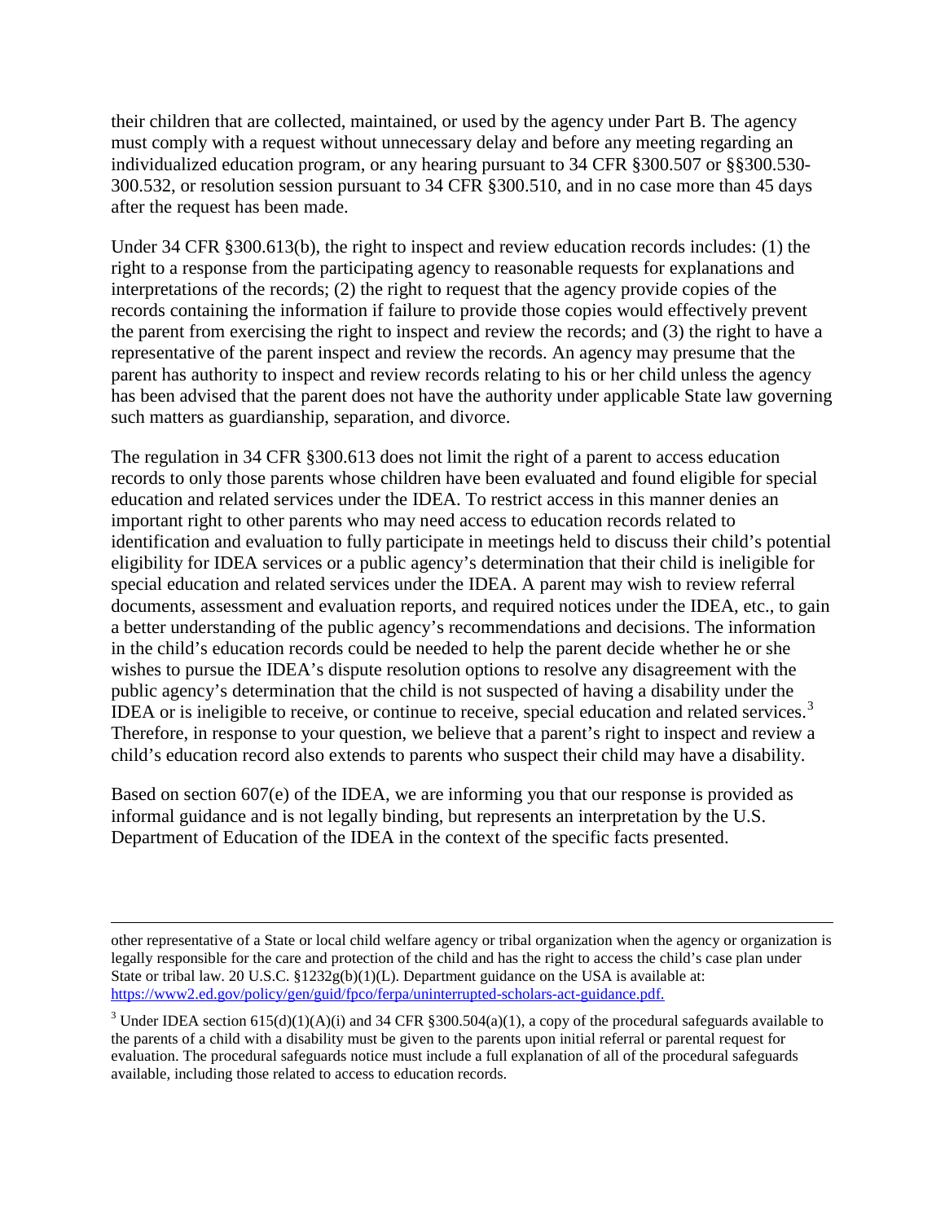their children that are collected, maintained, or used by the agency under Part B. The agency must comply with a request without unnecessary delay and before any meeting regarding an individualized education program, or any hearing pursuant to 34 CFR §300.507 or §§300.530-300.532, or resolution session pursuant to 34 CFR §300.510, and in no case more than 45 days after the request has been made.

Under 34 CFR §300.613(b), the right to inspect and review education records includes: (1) the right to a response from the participating agency to reasonable requests for explanations and interpretations of the records; (2) the right to request that the agency provide copies of the records containing the information if failure to provide those copies would effectively prevent the parent from exercising the right to inspect and review the records; and (3) the right to have a representative of the parent inspect and review the records. An agency may presume that the parent has authority to inspect and review records relating to his or her child unless the agency has been advised that the parent does not have the authority under applicable State law governing such matters as guardianship, separation, and divorce.

The regulation in 34 CFR §300.613 does not limit the right of a parent to access education records to only those parents whose children have been evaluated and found eligible for special education and related services under the IDEA. To restrict access in this manner denies an important right to other parents who may need access to education records related to identification and evaluation to fully participate in meetings held to discuss their child's potential eligibility for IDEA services or a public agency's determination that their child is ineligible for special education and related services under the IDEA. A parent may wish to review referral documents, assessment and evaluation reports, and required notices under the IDEA, etc., to gain a better understanding of the public agency's recommendations and decisions. The information in the child's education records could be needed to help the parent decide whether he or she wishes to pursue the IDEA's dispute resolution options to resolve any disagreement with the public agency's determination that the child is not suspected of having a disability under the IDEA or is ineligible to receive, or continue to receive, special education and related services.[3] Therefore, in response to your question, we believe that a parent's right to inspect and review a child's education record also extends to parents who suspect their child may have a disability.

Based on section 607(e) of the IDEA, we are informing you that our response is provided as informal guidance and is not legally binding, but represents an interpretation by the U.S. Department of Education of the IDEA in the context of the specific facts presented.

---

other representative of a State or local child welfare agency or tribal organization when the agency or organization is legally responsible for the care and protection of the child and has the right to access the child's case plan under State or tribal law. 20 U.S.C. §1232g(b)(1)(L). Department guidance on the USA is available at: https://www2.ed.gov/policy/gen/guid/fpco/ferpa/uninterrupted-scholars-act-guidance.pdf.

[3] Under IDEA section 615(d)(1)(A)(i) and 34 CFR §300.504(a)(1), a copy of the procedural safeguards available to the parents of a child with a disability must be given to the parents upon initial referral or parental request for evaluation. The procedural safeguards notice must include a full explanation of all of the procedural safeguards available, including those related to access to education records.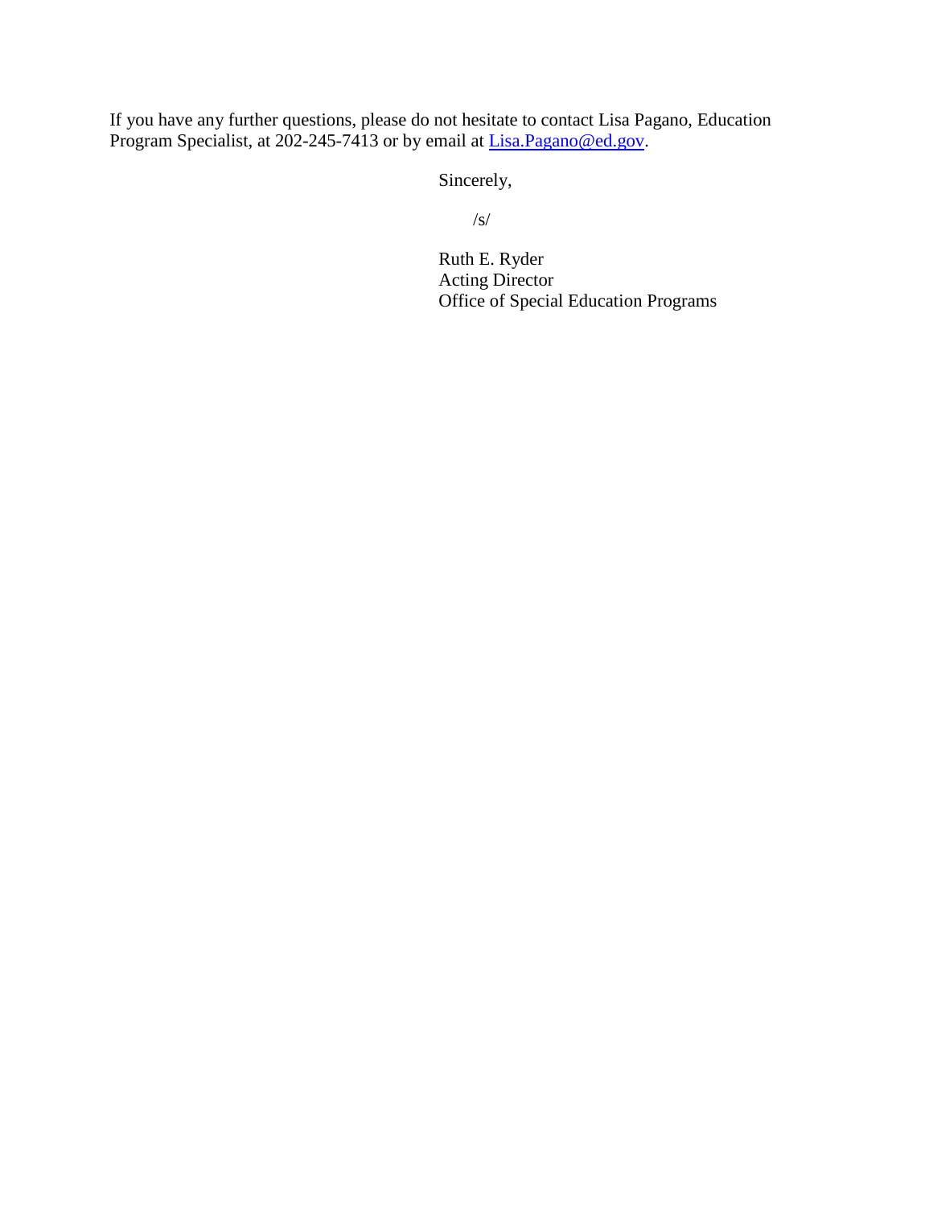If you have any further questions, please do not hesitate to contact Lisa Pagano, Education Program Specialist, at 202-245-7413 or by email at [Lisa.Pagano@ed.gov](mailto:Lisa.Pagano@ed.gov).

Sincerely,

/s/

Ruth E. Ryder  
Acting Director  
Office of Special Education Programs